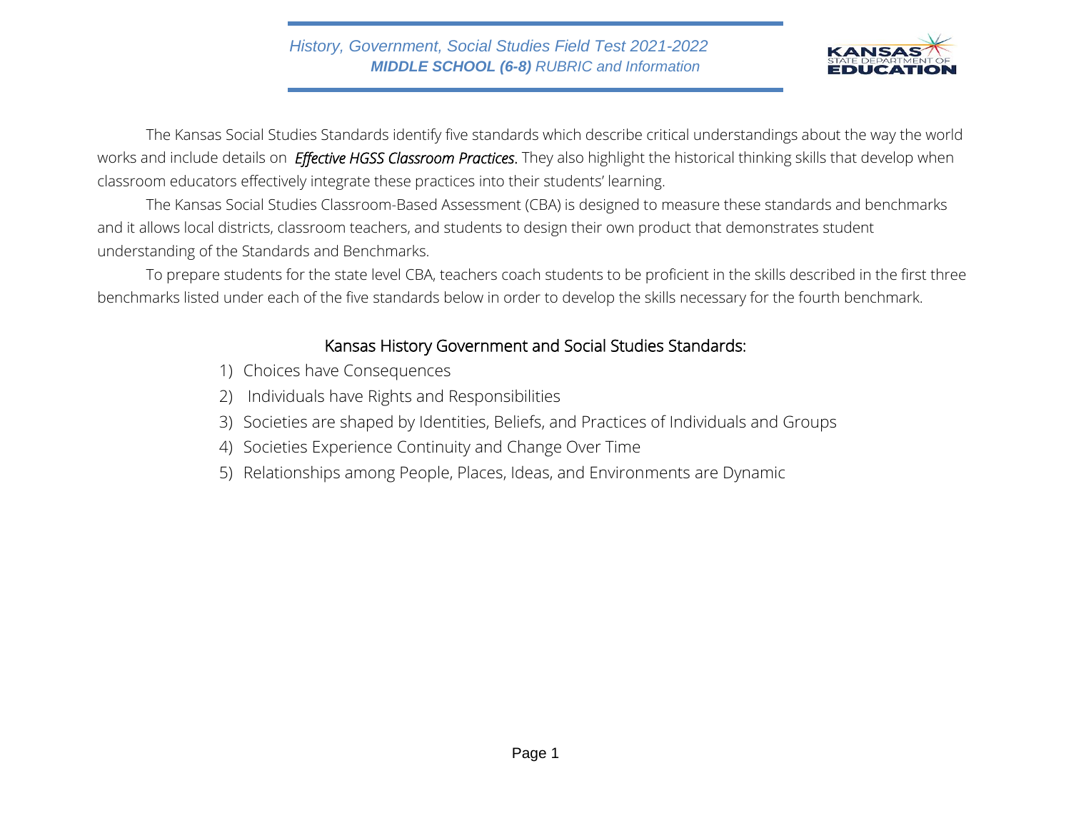# History, Government, Social Studies Field Test 2021-2022

## ***MIDDLE SCHOOL (6-8)*** *RUBRIC and Information*

The Kansas Social Studies Standards identify five standards which describe critical understandings about the way the world works and include details on ***Effective HGSS Classroom Practices***. They also highlight the historical thinking skills that develop when classroom educators effectively integrate these practices into their students' learning.

The Kansas Social Studies Classroom-Based Assessment (CBA) is designed to measure these standards and benchmarks and it allows local districts, classroom teachers, and students to design their own product that demonstrates student understanding of the Standards and Benchmarks.

To prepare students for the state level CBA, teachers coach students to be proficient in the skills described in the first three benchmarks listed under each of the five standards below in order to develop the skills necessary for the fourth benchmark.

### Kansas History Government and Social Studies Standards:

1) Choices have Consequences
2) Individuals have Rights and Responsibilities
3) Societies are shaped by Identities, Beliefs, and Practices of Individuals and Groups
4) Societies Experience Continuity and Change Over Time
5) Relationships among People, Places, Ideas, and Environments are Dynamic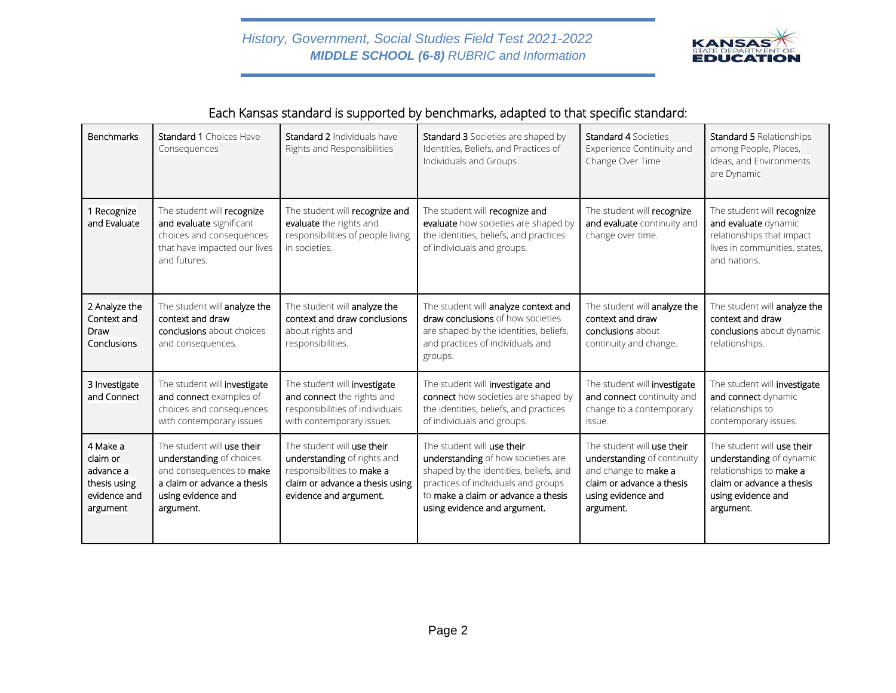Each Kansas standard is supported by benchmarks, adapted to that specific standard:

| Benchmarks | Standard 1 Choices Have Consequences | Standard 2 Individuals have Rights and Responsibilities | Standard 3 Societies are shaped by Identities, Beliefs, and Practices of Individuals and Groups | Standard 4 Societies Experience Continuity and Change Over Time | Standard 5 Relationships among People, Places, Ideas, and Environments are Dynamic |
|---|---|---|---|---|---|
| 1 Recognize and Evaluate | The student will **recognize and evaluate** significant choices and consequences that have impacted our lives and futures. | The student will **recognize and evaluate** the rights and responsibilities of people living in societies. | The student will **recognize and evaluate** how societies are shaped by the identities, beliefs, and practices of individuals and groups. | The student will **recognize and evaluate** continuity and change over time. | The student will **recognize and evaluate** dynamic relationships that impact lives in communities, states, and nations. |
| 2 Analyze the Context and Draw Conclusions | The student will **analyze the context and draw conclusions** about choices and consequences. | The student will **analyze the context and draw conclusions** about rights and responsibilities. | The student will **analyze context and draw conclusions** of how societies are shaped by the identities, beliefs, and practices of individuals and groups. | The student will **analyze the context and draw conclusions** about continuity and change. | The student will **analyze the context and draw conclusions** about dynamic relationships. |
| 3 Investigate and Connect | The student will **investigate and connect** examples of choices and consequences with contemporary issues | The student will **investigate and connect** the rights and responsibilities of individuals with contemporary issues. | The student will **investigate and connect** how societies are shaped by the identities, beliefs, and practices of individuals and groups. | The student will **investigate and connect** continuity and change to a contemporary issue. | The student will **investigate and connect** dynamic relationships to contemporary issues. |
| 4 Make a claim or advance a thesis using evidence and argument | The student will **use their understanding** of choices and consequences to **make a claim or advance a thesis using evidence and argument.** | The student will **use their understanding** of rights and responsibilities to **make a claim or advance a thesis using evidence and argument.** | The student will **use their understanding** of how societies are shaped by the identities, beliefs, and practices of individuals and groups to **make a claim or advance a thesis using evidence and argument.** | The student will **use their understanding** of continuity and change to **make a claim or advance a thesis using evidence and argument.** | The student will **use their understanding** of dynamic relationships to **make a claim or advance a thesis using evidence and argument.** |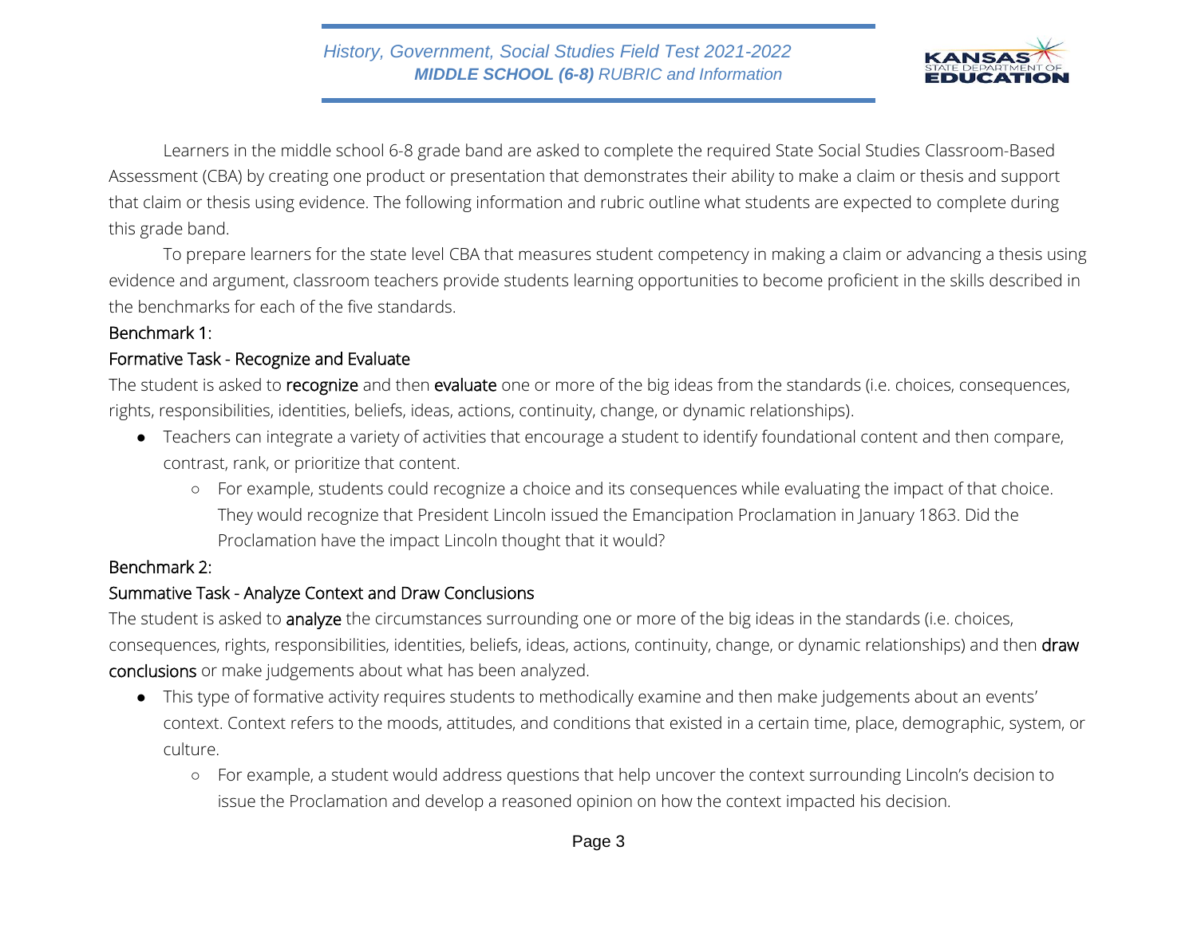Learners in the middle school 6-8 grade band are asked to complete the required State Social Studies Classroom-Based Assessment (CBA) by creating one product or presentation that demonstrates their ability to make a claim or thesis and support that claim or thesis using evidence. The following information and rubric outline what students are expected to complete during this grade band.

To prepare learners for the state level CBA that measures student competency in making a claim or advancing a thesis using evidence and argument, classroom teachers provide students learning opportunities to become proficient in the skills described in the benchmarks for each of the five standards.

## Benchmark 1:

## Formative Task - Recognize and Evaluate

The student is asked to **recognize** and then **evaluate** one or more of the big ideas from the standards (i.e. choices, consequences, rights, responsibilities, identities, beliefs, ideas, actions, continuity, change, or dynamic relationships).

- Teachers can integrate a variety of activities that encourage a student to identify foundational content and then compare, contrast, rank, or prioritize that content.
  - For example, students could recognize a choice and its consequences while evaluating the impact of that choice. They would recognize that President Lincoln issued the Emancipation Proclamation in January 1863. Did the Proclamation have the impact Lincoln thought that it would?

## Benchmark 2:

## Summative Task - Analyze Context and Draw Conclusions

The student is asked to **analyze** the circumstances surrounding one or more of the big ideas in the standards (i.e. choices, consequences, rights, responsibilities, identities, beliefs, ideas, actions, continuity, change, or dynamic relationships) and then **draw conclusions** or make judgements about what has been analyzed.

- This type of formative activity requires students to methodically examine and then make judgements about an events' context. Context refers to the moods, attitudes, and conditions that existed in a certain time, place, demographic, system, or culture.
  - For example, a student would address questions that help uncover the context surrounding Lincoln's decision to issue the Proclamation and develop a reasoned opinion on how the context impacted his decision.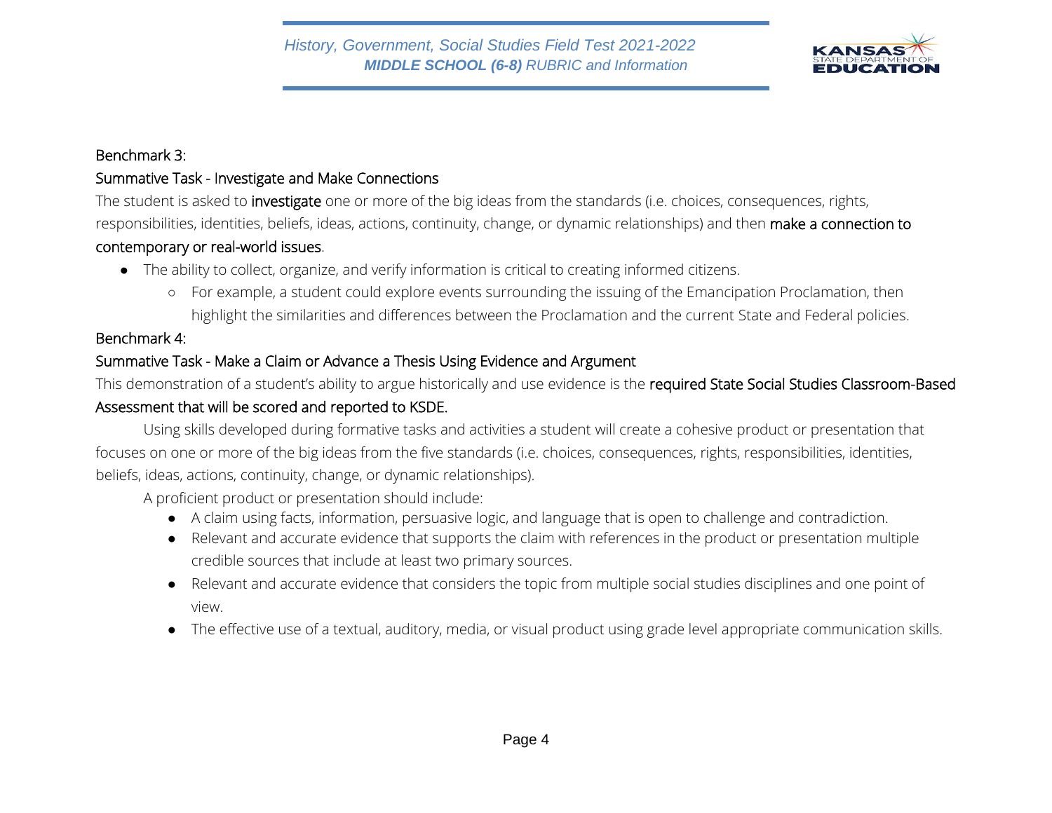Benchmark 3:

Summative Task - Investigate and Make Connections

The student is asked to **investigate** one or more of the big ideas from the standards (i.e. choices, consequences, rights, responsibilities, identities, beliefs, ideas, actions, continuity, change, or dynamic relationships) and then **make a connection to contemporary or real-world issues**.

- The ability to collect, organize, and verify information is critical to creating informed citizens.
  - For example, a student could explore events surrounding the issuing of the Emancipation Proclamation, then highlight the similarities and differences between the Proclamation and the current State and Federal policies.

Benchmark 4:

Summative Task - Make a Claim or Advance a Thesis Using Evidence and Argument

This demonstration of a student's ability to argue historically and use evidence is the **required State Social Studies Classroom-Based Assessment that will be scored and reported to KSDE.**

Using skills developed during formative tasks and activities a student will create a cohesive product or presentation that focuses on one or more of the big ideas from the five standards (i.e. choices, consequences, rights, responsibilities, identities, beliefs, ideas, actions, continuity, change, or dynamic relationships).

A proficient product or presentation should include:

- A claim using facts, information, persuasive logic, and language that is open to challenge and contradiction.
- Relevant and accurate evidence that supports the claim with references in the product or presentation multiple credible sources that include at least two primary sources.
- Relevant and accurate evidence that considers the topic from multiple social studies disciplines and one point of view.
- The effective use of a textual, auditory, media, or visual product using grade level appropriate communication skills.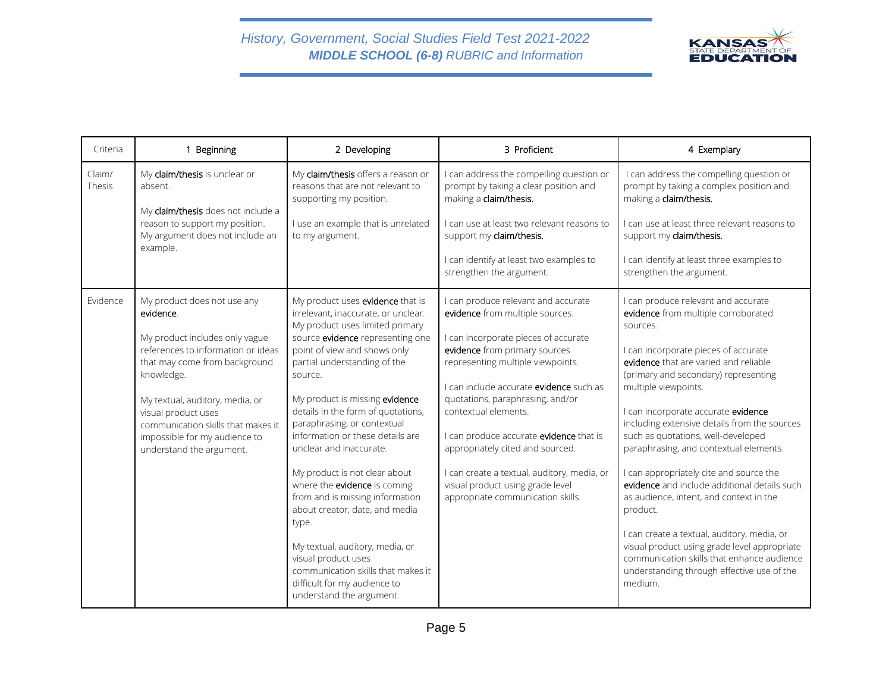| Criteria | 1 Beginning | 2 Developing | 3 Proficient | 4 Exemplary |
|---|---|---|---|---|
| Claim/ Thesis | My **claim/thesis** is unclear or absent.<br><br>My **claim/thesis** does not include a reason to support my position. My argument does not include an example. | My **claim/thesis** offers a reason or reasons that are not relevant to supporting my position.<br><br>I use an example that is unrelated to my argument. | I can address the compelling question or prompt by taking a clear position and making a **claim/thesis.**<br><br>I can use at least two relevant reasons to support my **claim/thesis.**<br><br>I can identify at least two examples to strengthen the argument. | I can address the compelling question or prompt by taking a complex position and making a **claim/thesis.**<br><br>I can use at least three relevant reasons to support my **claim/thesis.**<br><br>I can identify at least three examples to strengthen the argument. |
| Evidence | My product does not use any **evidence**.<br><br>My product includes only vague references to information or ideas that may come from background knowledge.<br><br>My textual, auditory, media, or visual product uses communication skills that makes it impossible for my audience to understand the argument. | My product uses **evidence** that is irrelevant, inaccurate, or unclear. My product uses limited primary source **evidence** representing one point of view and shows only partial understanding of the source.<br><br>My product is missing **evidence** details in the form of quotations, paraphrasing, or contextual information or these details are unclear and inaccurate.<br><br>My product is not clear about where the **evidence** is coming from and is missing information about creator, date, and media type.<br><br>My textual, auditory, media, or visual product uses communication skills that makes it difficult for my audience to understand the argument. | I can produce relevant and accurate **evidence** from multiple sources.<br><br>I can incorporate pieces of accurate **evidence** from primary sources representing multiple viewpoints.<br><br>I can include accurate **evidence** such as quotations, paraphrasing, and/or contextual elements.<br><br>I can produce accurate **evidence** that is appropriately cited and sourced.<br><br>I can create a textual, auditory, media, or visual product using grade level appropriate communication skills. | I can produce relevant and accurate **evidence** from multiple corroborated sources.<br><br>I can incorporate pieces of accurate **evidence** that are varied and reliable (primary and secondary) representing multiple viewpoints.<br><br>I can incorporate accurate **evidence** including extensive details from the sources such as quotations, well-developed paraphrasing, and contextual elements.<br><br>I can appropriately cite and source the **evidence** and include additional details such as audience, intent, and context in the product.<br><br>I can create a textual, auditory, media, or visual product using grade level appropriate communication skills that enhance audience understanding through effective use of the medium. |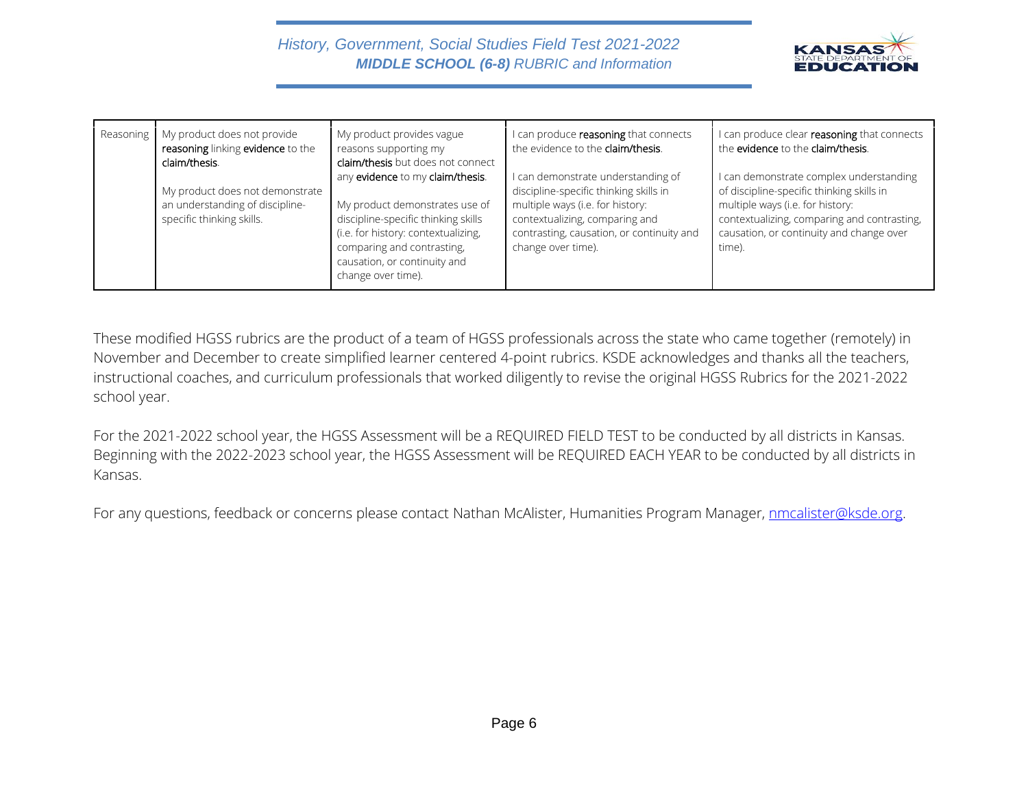| | | | | |
|---|---|---|---|---|
| Reasoning | My product does not provide **reasoning** linking **evidence** to the **claim/thesis**.<br><br>My product does not demonstrate an understanding of discipline-specific thinking skills. | My product provides vague reasons supporting my **claim/thesis** but does not connect any **evidence** to my **claim/thesis**.<br><br>My product demonstrates use of discipline-specific thinking skills (i.e. for history: contextualizing, comparing and contrasting, causation, or continuity and change over time). | I can produce **reasoning** that connects the evidence to the **claim/thesis**.<br><br>I can demonstrate understanding of discipline-specific thinking skills in multiple ways (i.e. for history: contextualizing, comparing and contrasting, causation, or continuity and change over time). | I can produce clear **reasoning** that connects the **evidence** to the **claim/thesis**.<br><br>I can demonstrate complex understanding of discipline-specific thinking skills in multiple ways (i.e. for history: contextualizing, comparing and contrasting, causation, or continuity and change over time). |

These modified HGSS rubrics are the product of a team of HGSS professionals across the state who came together (remotely) in November and December to create simplified learner centered 4-point rubrics. KSDE acknowledges and thanks all the teachers, instructional coaches, and curriculum professionals that worked diligently to revise the original HGSS Rubrics for the 2021-2022 school year.

For the 2021-2022 school year, the HGSS Assessment will be a REQUIRED FIELD TEST to be conducted by all districts in Kansas. Beginning with the 2022-2023 school year, the HGSS Assessment will be REQUIRED EACH YEAR to be conducted by all districts in Kansas.

For any questions, feedback or concerns please contact Nathan McAlister, Humanities Program Manager, [nmcalister@ksde.org](mailto:nmcalister@ksde.org).